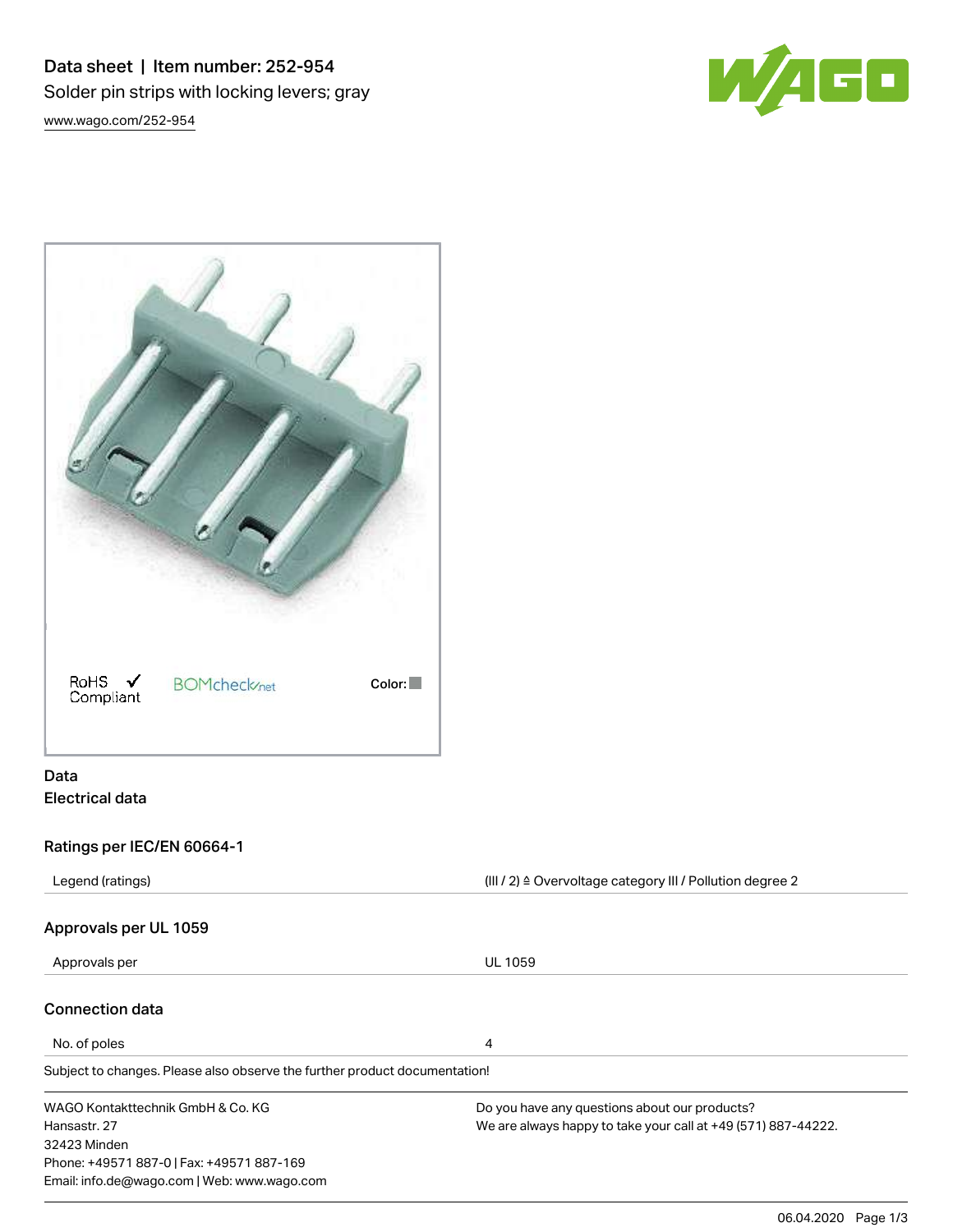# Data sheet | Item number: 252-954

Solder pin strips with locking levers; gray

www.wago.com/252-954

RoHS ✓ Compliant    BOMcheck.net    Color:

## Data

### Electrical data

#### Ratings per IEC/EN 60664-1

| | |
|---|---|
| Legend (ratings) | (III / 2) ≙ Overvoltage category III / Pollution degree 2 |

#### Approvals per UL 1059

| | |
|---|---|
| Approvals per | UL 1059 |

### Connection data

| | |
|---|---|
| No. of poles | 4 |

Subject to changes. Please also observe the further product documentation!

WAGO Kontakttechnik GmbH & Co. KG
Hansastr. 27
32423 Minden
Phone: +49571 887-0 | Fax: +49571 887-169
Email: info.de@wago.com | Web: www.wago.com

Do you have any questions about our products?
We are always happy to take your call at +49 (571) 887-44222.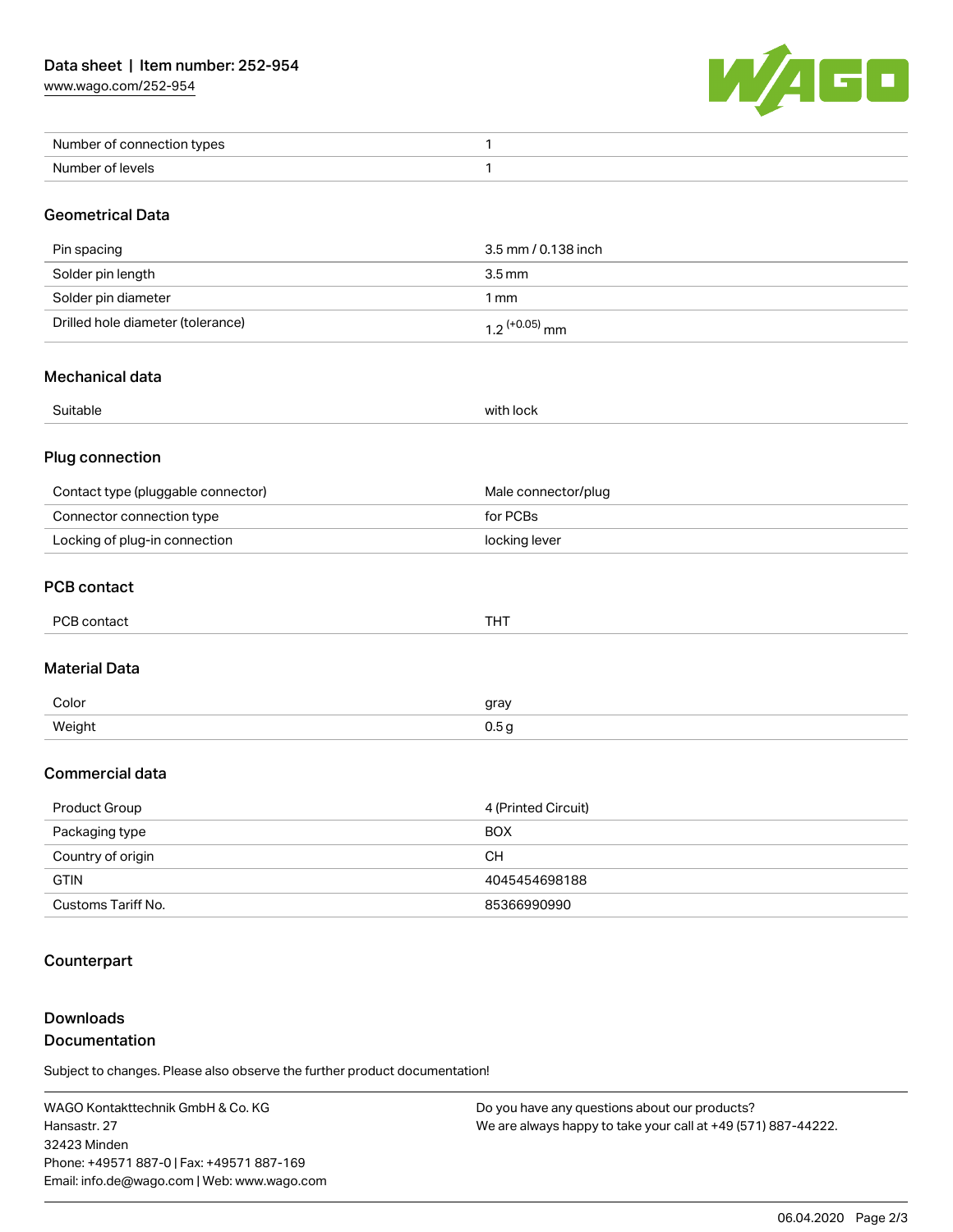| | |
|---|---|
| Number of connection types | 1 |
| Number of levels | 1 |

## Geometrical Data

| | |
|---|---|
| Pin spacing | 3.5 mm / 0.138 inch |
| Solder pin length | 3.5 mm |
| Solder pin diameter | 1 mm |
| Drilled hole diameter (tolerance) | $1.2^{(+0.05)}$ mm |

## Mechanical data

| | |
|---|---|
| Suitable | with lock |

## Plug connection

| | |
|---|---|
| Contact type (pluggable connector) | Male connector/plug |
| Connector connection type | for PCBs |
| Locking of plug-in connection | locking lever |

## PCB contact

| | |
|---|---|
| PCB contact | THT |

## Material Data

| | |
|---|---|
| Color | gray |
| Weight | 0.5 g |

## Commercial data

| | |
|---|---|
| Product Group | 4 (Printed Circuit) |
| Packaging type | BOX |
| Country of origin | CH |
| GTIN | 4045454698188 |
| Customs Tariff No. | 85366990990 |

## Counterpart

## Downloads
## Documentation

Subject to changes. Please also observe the further product documentation!

WAGO Kontakttechnik GmbH & Co. KG
Hansastr. 27
32423 Minden
Phone: +49571 887-0 | Fax: +49571 887-169
Email: info.de@wago.com | Web: www.wago.com

Do you have any questions about our products?
We are always happy to take your call at +49 (571) 887-44222.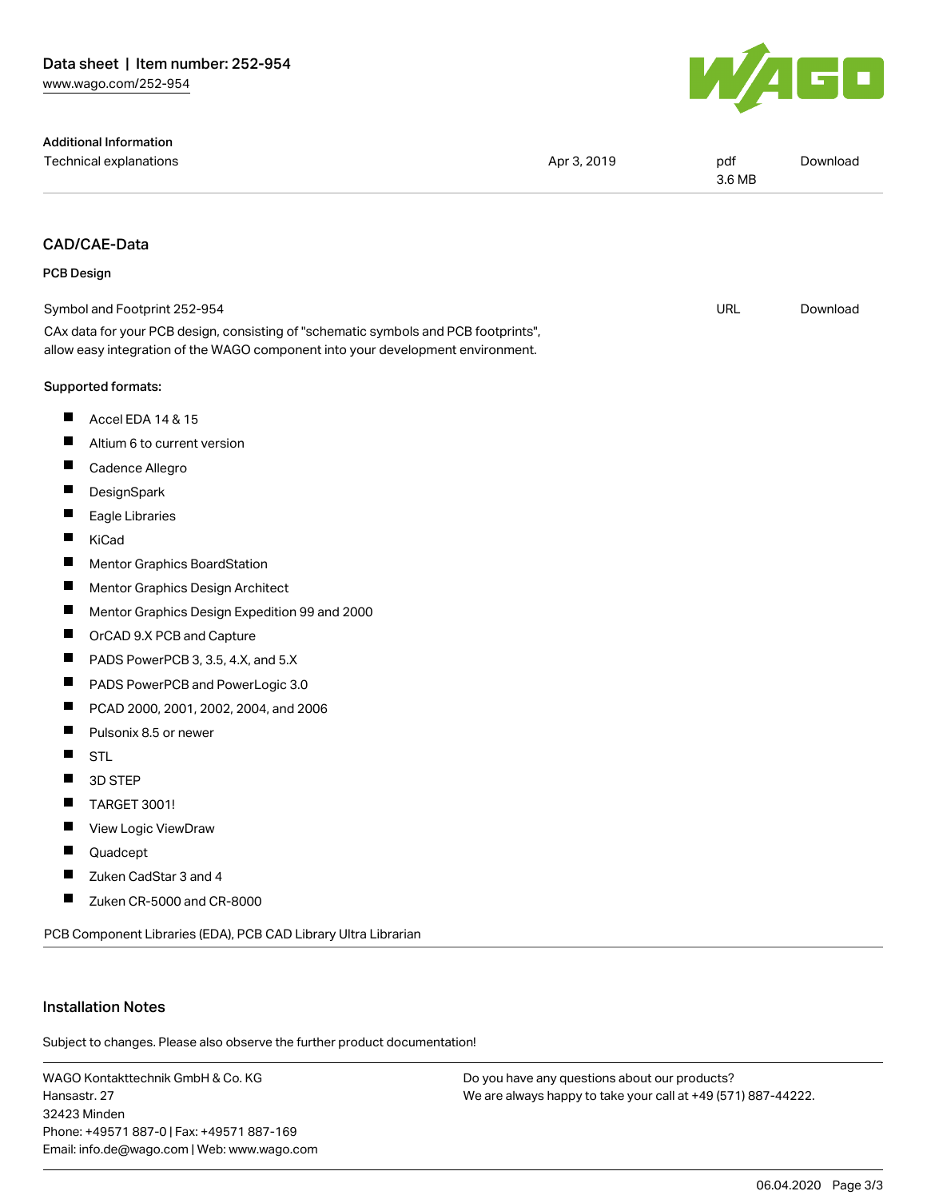### Additional Information

| | | | |
|---|---|---|---|
| Technical explanations | Apr 3, 2019 | pdf<br>3.6 MB | Download |

## CAD/CAE-Data

### PCB Design

| | | |
|---|---|---|
| Symbol and Footprint 252-954 | URL | Download |

CAx data for your PCB design, consisting of "schematic symbols and PCB footprints", allow easy integration of the WAGO component into your development environment.

Supported formats:

- Accel EDA 14 & 15
- Altium 6 to current version
- Cadence Allegro
- DesignSpark
- Eagle Libraries
- KiCad
- Mentor Graphics BoardStation
- Mentor Graphics Design Architect
- Mentor Graphics Design Expedition 99 and 2000
- OrCAD 9.X PCB and Capture
- PADS PowerPCB 3, 3.5, 4.X, and 5.X
- PADS PowerPCB and PowerLogic 3.0
- PCAD 2000, 2001, 2002, 2004, and 2006
- Pulsonix 8.5 or newer
- STL
- 3D STEP
- TARGET 3001!
- View Logic ViewDraw
- Quadcept
- Zuken CadStar 3 and 4
- Zuken CR-5000 and CR-8000

PCB Component Libraries (EDA), PCB CAD Library Ultra Librarian

## Installation Notes

Subject to changes. Please also observe the further product documentation!

WAGO Kontakttechnik GmbH & Co. KG
Hansastr. 27
32423 Minden
Phone: +49571 887-0 | Fax: +49571 887-169
Email: info.de@wago.com | Web: www.wago.com

Do you have any questions about our products?
We are always happy to take your call at +49 (571) 887-44222.